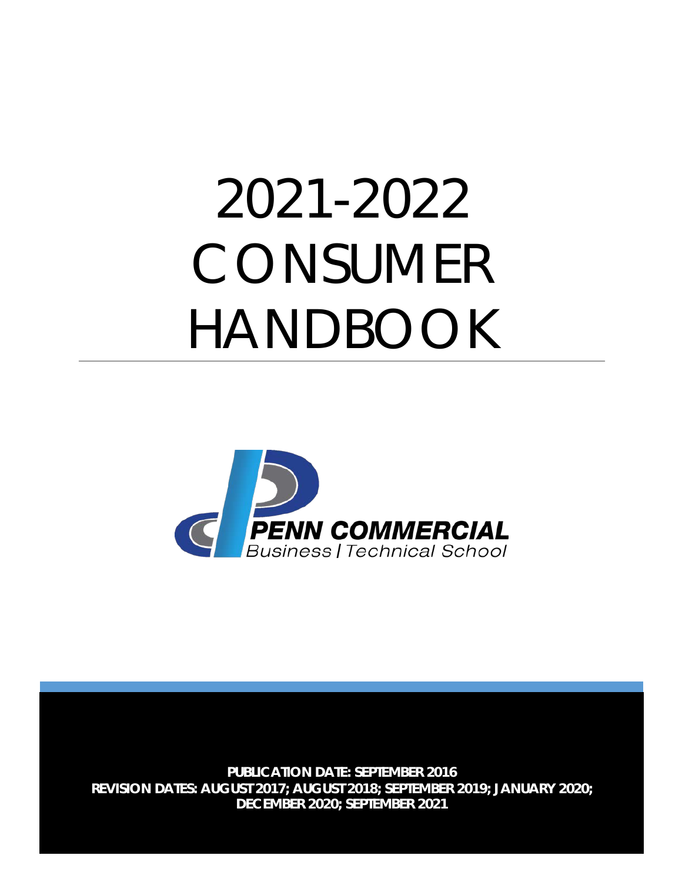# 2021-2022 CONSUMER HANDBOOK

PENN COMMERCIAL

Business | Technical School

**PUBLICATION DATE: SEPTEMBER 2016**
**REVISION DATES: AUGUST 2017; AUGUST 2018; SEPTEMBER 2019; JANUARY 2020; DECEMBER 2020; SEPTEMBER 2021**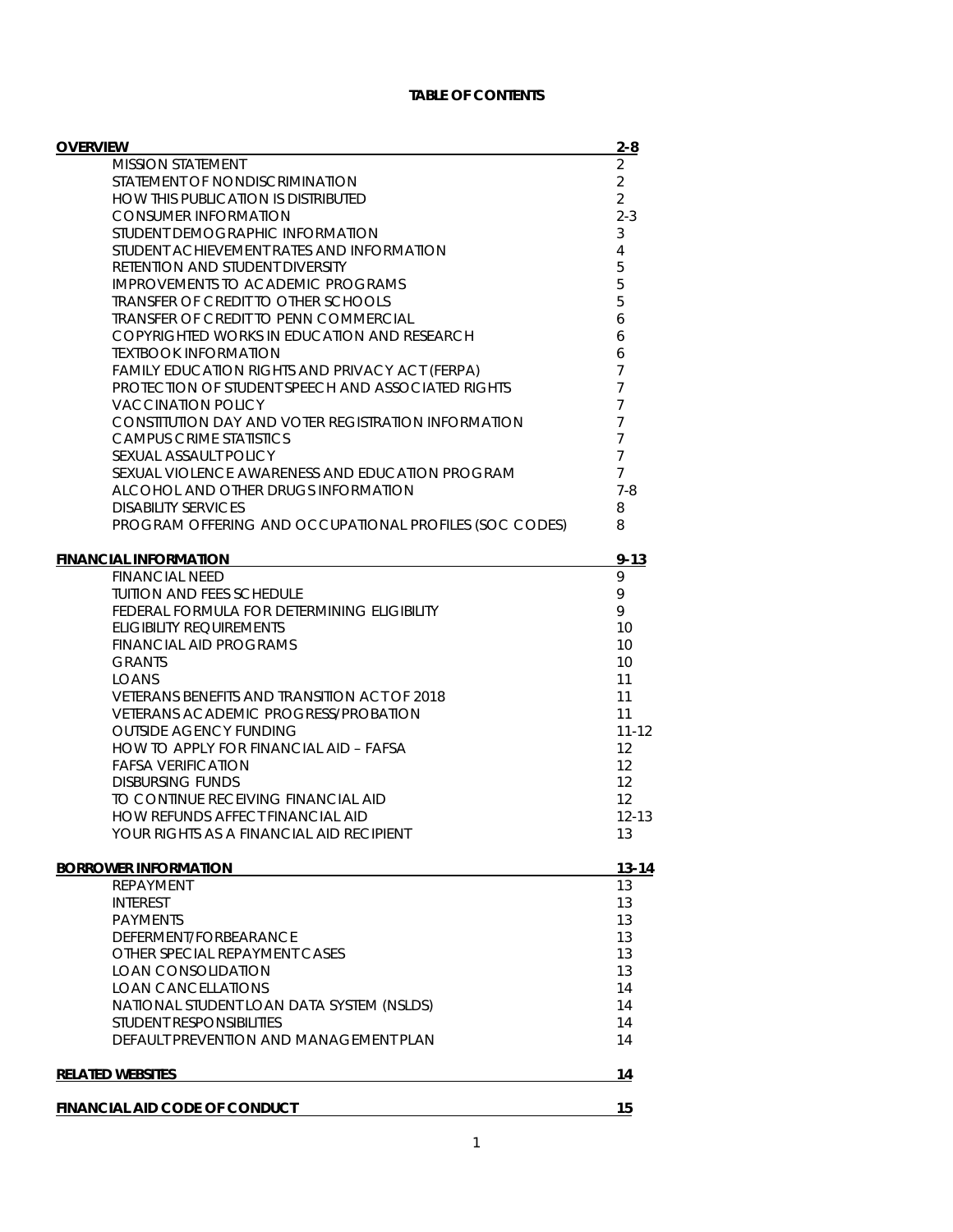# TABLE OF CONTENTS

| Section | Page |
|---|---|
| **OVERVIEW** | **2-8** |
| MISSION STATEMENT | 2 |
| STATEMENT OF NONDISCRIMINATION | 2 |
| HOW THIS PUBLICATION IS DISTRIBUTED | 2 |
| CONSUMER INFORMATION | 2-3 |
| STUDENT DEMOGRAPHIC INFORMATION | 3 |
| STUDENT ACHIEVEMENT RATES AND INFORMATION | 4 |
| RETENTION AND STUDENT DIVERSITY | 5 |
| IMPROVEMENTS TO ACADEMIC PROGRAMS | 5 |
| TRANSFER OF CREDIT TO OTHER SCHOOLS | 5 |
| TRANSFER OF CREDIT TO PENN COMMERCIAL | 6 |
| COPYRIGHTED WORKS IN EDUCATION AND RESEARCH | 6 |
| TEXTBOOK INFORMATION | 6 |
| FAMILY EDUCATION RIGHTS AND PRIVACY ACT (FERPA) | 7 |
| PROTECTION OF STUDENT SPEECH AND ASSOCIATED RIGHTS | 7 |
| VACCINATION POLICY | 7 |
| CONSTITUTION DAY AND VOTER REGISTRATION INFORMATION | 7 |
| CAMPUS CRIME STATISTICS | 7 |
| SEXUAL ASSAULT POLICY | 7 |
| SEXUAL VIOLENCE AWARENESS AND EDUCATION PROGRAM | 7 |
| ALCOHOL AND OTHER DRUGS INFORMATION | 7-8 |
| DISABILITY SERVICES | 8 |
| PROGRAM OFFERING AND OCCUPATIONAL PROFILES (SOC CODES) | 8 |
| **FINANCIAL INFORMATION** | **9-13** |
| FINANCIAL NEED | 9 |
| TUITION AND FEES SCHEDULE | 9 |
| FEDERAL FORMULA FOR DETERMINING ELIGIBILITY | 9 |
| ELIGIBILITY REQUIREMENTS | 10 |
| FINANCIAL AID PROGRAMS | 10 |
| GRANTS | 10 |
| LOANS | 11 |
| VETERANS BENEFITS AND TRANSITION ACT OF 2018 | 11 |
| VETERANS ACADEMIC PROGRESS/PROBATION | 11 |
| OUTSIDE AGENCY FUNDING | 11-12 |
| HOW TO APPLY FOR FINANCIAL AID – FAFSA | 12 |
| FAFSA VERIFICATION | 12 |
| DISBURSING FUNDS | 12 |
| TO CONTINUE RECEIVING FINANCIAL AID | 12 |
| HOW REFUNDS AFFECT FINANCIAL AID | 12-13 |
| YOUR RIGHTS AS A FINANCIAL AID RECIPIENT | 13 |
| **BORROWER INFORMATION** | **13-14** |
| REPAYMENT | 13 |
| INTEREST | 13 |
| PAYMENTS | 13 |
| DEFERMENT/FORBEARANCE | 13 |
| OTHER SPECIAL REPAYMENT CASES | 13 |
| LOAN CONSOLIDATION | 13 |
| LOAN CANCELLATIONS | 14 |
| NATIONAL STUDENT LOAN DATA SYSTEM (NSLDS) | 14 |
| STUDENT RESPONSIBILITIES | 14 |
| DEFAULT PREVENTION AND MANAGEMENT PLAN | 14 |
| **RELATED WEBSITES** | **14** |
| **FINANCIAL AID CODE OF CONDUCT** | **15** |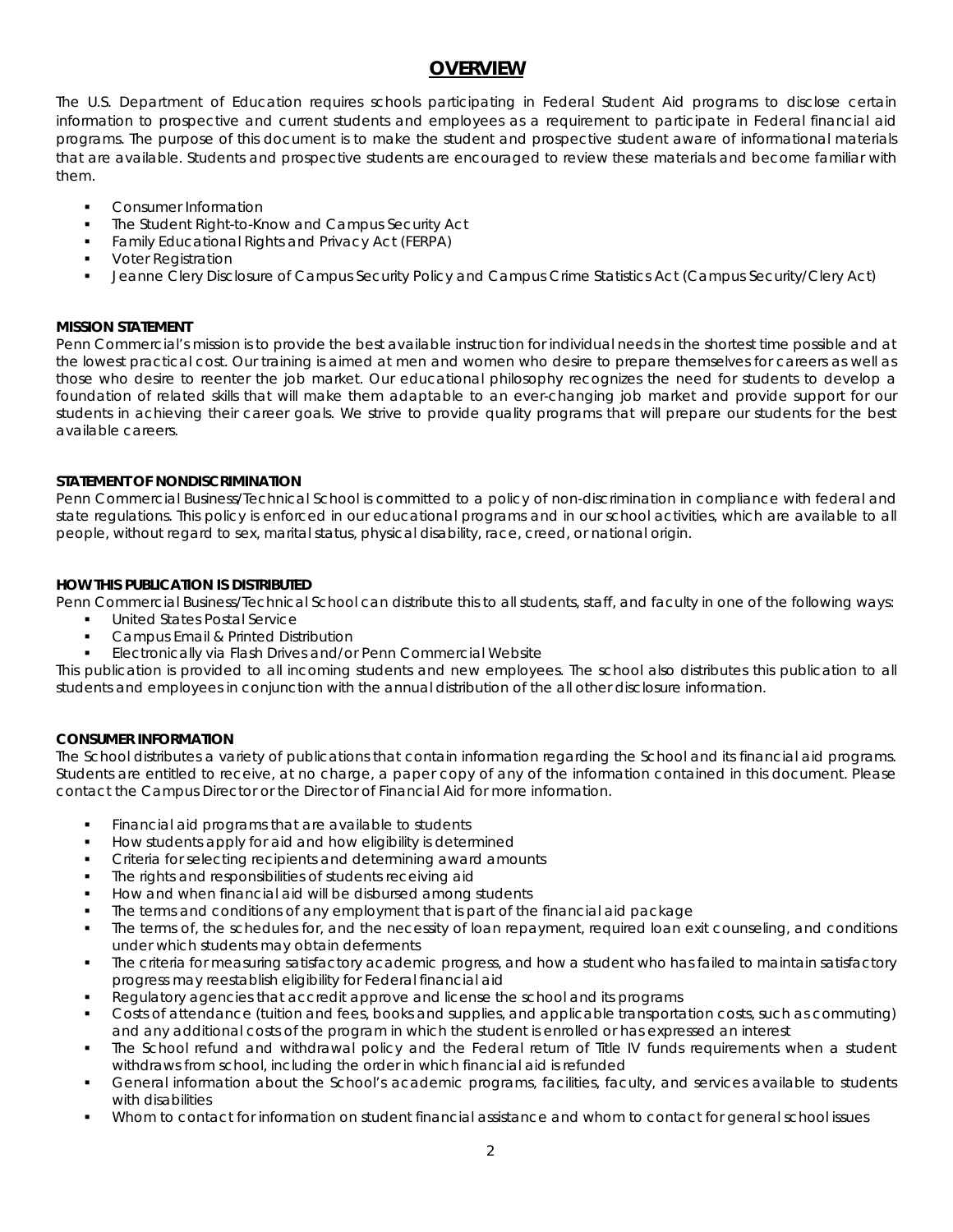# OVERVIEW

The U.S. Department of Education requires schools participating in Federal Student Aid programs to disclose certain information to prospective and current students and employees as a requirement to participate in Federal financial aid programs. The purpose of this document is to make the student and prospective student aware of informational materials that are available. Students and prospective students are encouraged to review these materials and become familiar with them.

- Consumer Information
- The Student Right-to-Know and Campus Security Act
- Family Educational Rights and Privacy Act (FERPA)
- Voter Registration
- Jeanne Clery Disclosure of Campus Security Policy and Campus Crime Statistics Act (Campus Security/Clery Act)

**MISSION STATEMENT**

Penn Commercial's mission is to provide the best available instruction for individual needs in the shortest time possible and at the lowest practical cost. Our training is aimed at men and women who desire to prepare themselves for careers as well as those who desire to reenter the job market. Our educational philosophy recognizes the need for students to develop a foundation of related skills that will make them adaptable to an ever-changing job market and provide support for our students in achieving their career goals. We strive to provide quality programs that will prepare our students for the best available careers.

**STATEMENT OF NONDISCRIMINATION**

Penn Commercial Business/Technical School is committed to a policy of non-discrimination in compliance with federal and state regulations. This policy is enforced in our educational programs and in our school activities, which are available to all people, without regard to sex, marital status, physical disability, race, creed, or national origin.

**HOW THIS PUBLICATION IS DISTRIBUTED**

Penn Commercial Business/Technical School can distribute this to all students, staff, and faculty in one of the following ways:

- United States Postal Service
- Campus Email & Printed Distribution
- Electronically via Flash Drives and/or Penn Commercial Website

This publication is provided to all incoming students and new employees. The school also distributes this publication to all students and employees in conjunction with the annual distribution of the all other disclosure information.

**CONSUMER INFORMATION**

The School distributes a variety of publications that contain information regarding the School and its financial aid programs. Students are entitled to receive, at no charge, a paper copy of any of the information contained in this document. Please contact the Campus Director or the Director of Financial Aid for more information.

- Financial aid programs that are available to students
- How students apply for aid and how eligibility is determined
- Criteria for selecting recipients and determining award amounts
- The rights and responsibilities of students receiving aid
- How and when financial aid will be disbursed among students
- The terms and conditions of any employment that is part of the financial aid package
- The terms of, the schedules for, and the necessity of loan repayment, required loan exit counseling, and conditions under which students may obtain deferments
- The criteria for measuring satisfactory academic progress, and how a student who has failed to maintain satisfactory progress may reestablish eligibility for Federal financial aid
- Regulatory agencies that accredit approve and license the school and its programs
- Costs of attendance (tuition and fees, books and supplies, and applicable transportation costs, such as commuting) and any additional costs of the program in which the student is enrolled or has expressed an interest
- The School refund and withdrawal policy and the Federal return of Title IV funds requirements when a student withdraws from school, including the order in which financial aid is refunded
- General information about the School's academic programs, facilities, faculty, and services available to students with disabilities
- Whom to contact for information on student financial assistance and whom to contact for general school issues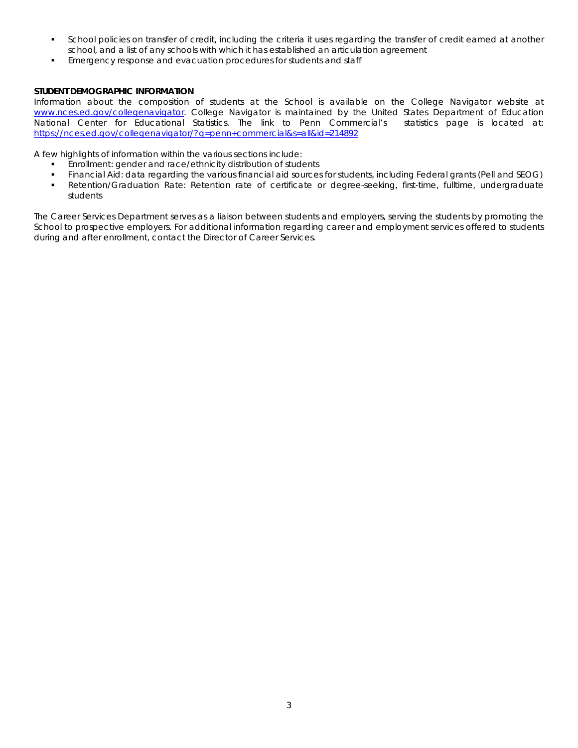- School policies on transfer of credit, including the criteria it uses regarding the transfer of credit earned at another school, and a list of any schools with which it has established an articulation agreement
- Emergency response and evacuation procedures for students and staff

**STUDENT DEMOGRAPHIC INFORMATION**

Information about the composition of students at the School is available on the College Navigator website at [www.nces.ed.gov/collegenavigator](http://www.nces.ed.gov/collegenavigator). College Navigator is maintained by the United States Department of Education National Center for Educational Statistics. The link to Penn Commercial's statistics page is located at: [https://nces.ed.gov/collegenavigator/?q=penn+commercial&s=all&id=214892](https://nces.ed.gov/collegenavigator/?q=penn+commercial&s=all&id=214892)

A few highlights of information within the various sections include:

- Enrollment: gender and race/ethnicity distribution of students
- Financial Aid: data regarding the various financial aid sources for students, including Federal grants (Pell and SEOG)
- Retention/Graduation Rate: Retention rate of certificate or degree-seeking, first-time, fulltime, undergraduate students

The Career Services Department serves as a liaison between students and employers, serving the students by promoting the School to prospective employers. For additional information regarding career and employment services offered to students during and after enrollment, contact the Director of Career Services.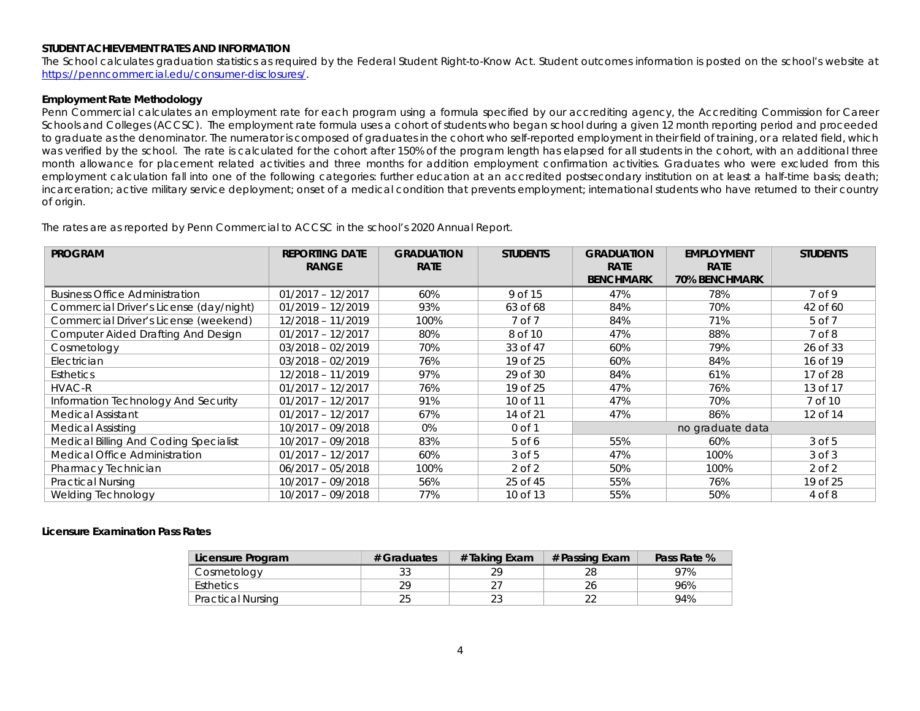**STUDENT ACHIEVEMENT RATES AND INFORMATION**

The School calculates graduation statistics as required by the Federal Student Right-to-Know Act. Student outcomes information is posted on the school's website at https://penncommercial.edu/consumer-disclosures/.

**Employment Rate Methodology**

Penn Commercial calculates an employment rate for each program using a formula specified by our accrediting agency, the Accrediting Commission for Career Schools and Colleges (ACCSC). The employment rate formula uses a cohort of students who began school during a given 12 month reporting period and proceeded to graduate as the denominator. The numerator is composed of graduates in the cohort who self-reported employment in their field of training, or a related field, which was verified by the school. The rate is calculated for the cohort after 150% of the program length has elapsed for all students in the cohort, with an additional three month allowance for placement related activities and three months for addition employment confirmation activities. Graduates who were excluded from this employment calculation fall into one of the following categories: further education at an accredited postsecondary institution on at least a half-time basis; death; incarceration; active military service deployment; onset of a medical condition that prevents employment; international students who have returned to their country of origin.

The rates are as reported by Penn Commercial to ACCSC in the school's 2020 Annual Report.

| PROGRAM | REPORTING DATE RANGE | GRADUATION RATE | STUDENTS | GRADUATION RATE BENCHMARK | EMPLOYMENT RATE 70% BENCHMARK | STUDENTS |
|---|---|---|---|---|---|---|
| Business Office Administration | 01/2017 – 12/2017 | 60% | 9 of 15 | 47% | 78% | 7 of 9 |
| Commercial Driver's License (day/night) | 01/2019 – 12/2019 | 93% | 63 of 68 | 84% | 70% | 42 of 60 |
| Commercial Driver's License (weekend) | 12/2018 – 11/2019 | 100% | 7 of 7 | 84% | 71% | 5 of 7 |
| Computer Aided Drafting And Design | 01/2017 – 12/2017 | 80% | 8 of 10 | 47% | 88% | 7 of 8 |
| Cosmetology | 03/2018 – 02/2019 | 70% | 33 of 47 | 60% | 79% | 26 of 33 |
| Electrician | 03/2018 – 02/2019 | 76% | 19 of 25 | 60% | 84% | 16 of 19 |
| Esthetics | 12/2018 – 11/2019 | 97% | 29 of 30 | 84% | 61% | 17 of 28 |
| HVAC-R | 01/2017 – 12/2017 | 76% | 19 of 25 | 47% | 76% | 13 of 17 |
| Information Technology And Security | 01/2017 – 12/2017 | 91% | 10 of 11 | 47% | 70% | 7 of 10 |
| Medical Assistant | 01/2017 – 12/2017 | 67% | 14 of 21 | 47% | 86% | 12 of 14 |
| Medical Assisting | 10/2017 – 09/2018 | 0% | 0 of 1 | no graduate data | | |
| Medical Billing And Coding Specialist | 10/2017 – 09/2018 | 83% | 5 of 6 | 55% | 60% | 3 of 5 |
| Medical Office Administration | 01/2017 – 12/2017 | 60% | 3 of 5 | 47% | 100% | 3 of 3 |
| Pharmacy Technician | 06/2017 – 05/2018 | 100% | 2 of 2 | 50% | 100% | 2 of 2 |
| Practical Nursing | 10/2017 – 09/2018 | 56% | 25 of 45 | 55% | 76% | 19 of 25 |
| Welding Technology | 10/2017 – 09/2018 | 77% | 10 of 13 | 55% | 50% | 4 of 8 |

**Licensure Examination Pass Rates**

| Licensure Program | # Graduates | # Taking Exam | # Passing Exam | Pass Rate % |
|---|---|---|---|---|
| Cosmetology | 33 | 29 | 28 | 97% |
| Esthetics | 29 | 27 | 26 | 96% |
| Practical Nursing | 25 | 23 | 22 | 94% |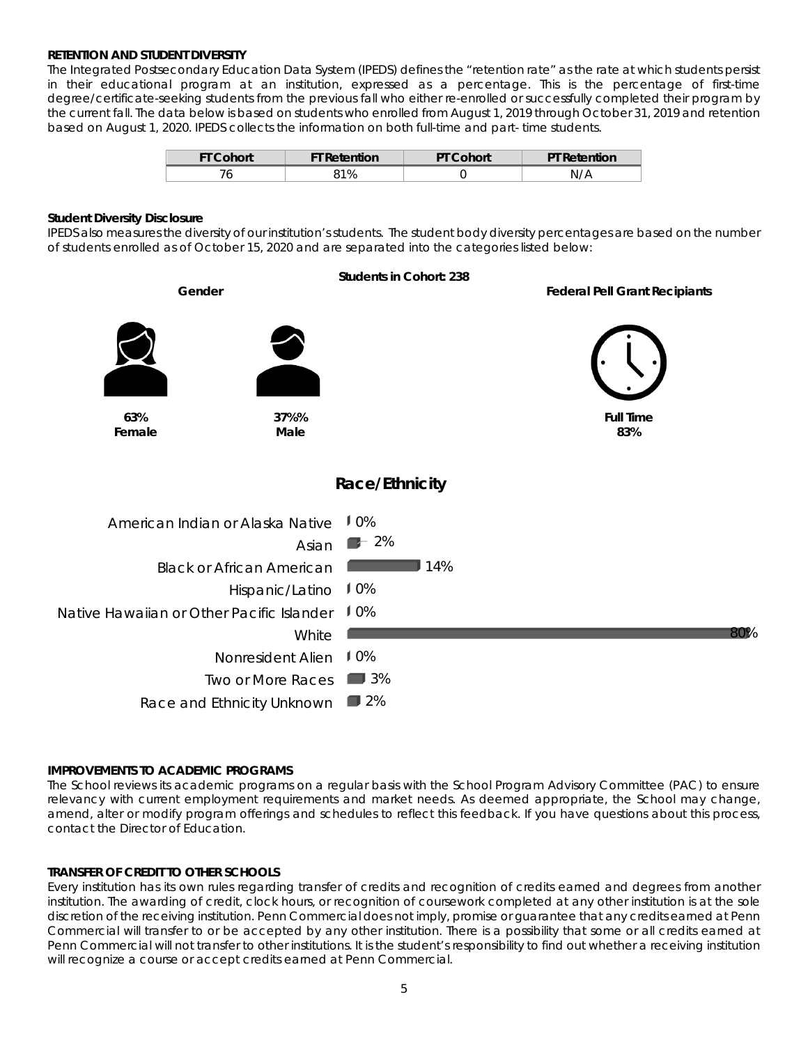### RETENTION AND STUDENT DIVERSITY

The Integrated Postsecondary Education Data System (IPEDS) defines the "retention rate" as the rate at which students persist in their educational program at an institution, expressed as a percentage. This is the percentage of first-time degree/certificate-seeking students from the previous fall who either re-enrolled or successfully completed their program by the current fall. The data below is based on students who enrolled from August 1, 2019 through October 31, 2019 and retention based on August 1, 2020. IPEDS collects the information on both full-time and part- time students.

| FT Cohort | FT Retention | PT Cohort | PT Retention |
|---|---|---|---|
| 76 | 81% | 0 | N/A |

### Student Diversity Disclosure

IPEDS also measures the diversity of our institution's students. The student body diversity percentages are based on the number of students enrolled as of October 15, 2020 and are separated into the categories listed below:

**Students in Cohort: 238**

**Gender**

**63%**
**Female**

**37%%**
**Male**

**Federal Pell Grant Recipients**

**Full Time**
**83%**

**Race/Ethnicity**

| Race/Ethnicity | Percentage |
|---|---|
| American Indian or Alaska Native | 0% |
| Asian | 2% |
| Black or African American | 14% |
| Hispanic/Latino | 0% |
| Native Hawaiian or Other Pacific Islander | 0% |
| White | 80% |
| Nonresident Alien | 0% |
| Two or More Races | 3% |
| Race and Ethnicity Unknown | 2% |

### IMPROVEMENTS TO ACADEMIC PROGRAMS

The School reviews its academic programs on a regular basis with the School Program Advisory Committee (PAC) to ensure relevancy with current employment requirements and market needs. As deemed appropriate, the School may change, amend, alter or modify program offerings and schedules to reflect this feedback. If you have questions about this process, contact the Director of Education.

### TRANSFER OF CREDIT TO OTHER SCHOOLS

Every institution has its own rules regarding transfer of credits and recognition of credits earned and degrees from another institution. The awarding of credit, clock hours, or recognition of coursework completed at any other institution is at the sole discretion of the receiving institution. Penn Commercial does not imply, promise or guarantee that any credits earned at Penn Commercial will transfer to or be accepted by any other institution. There is a possibility that some or all credits earned at Penn Commercial will not transfer to other institutions. It is the student's responsibility to find out whether a receiving institution will recognize a course or accept credits earned at Penn Commercial.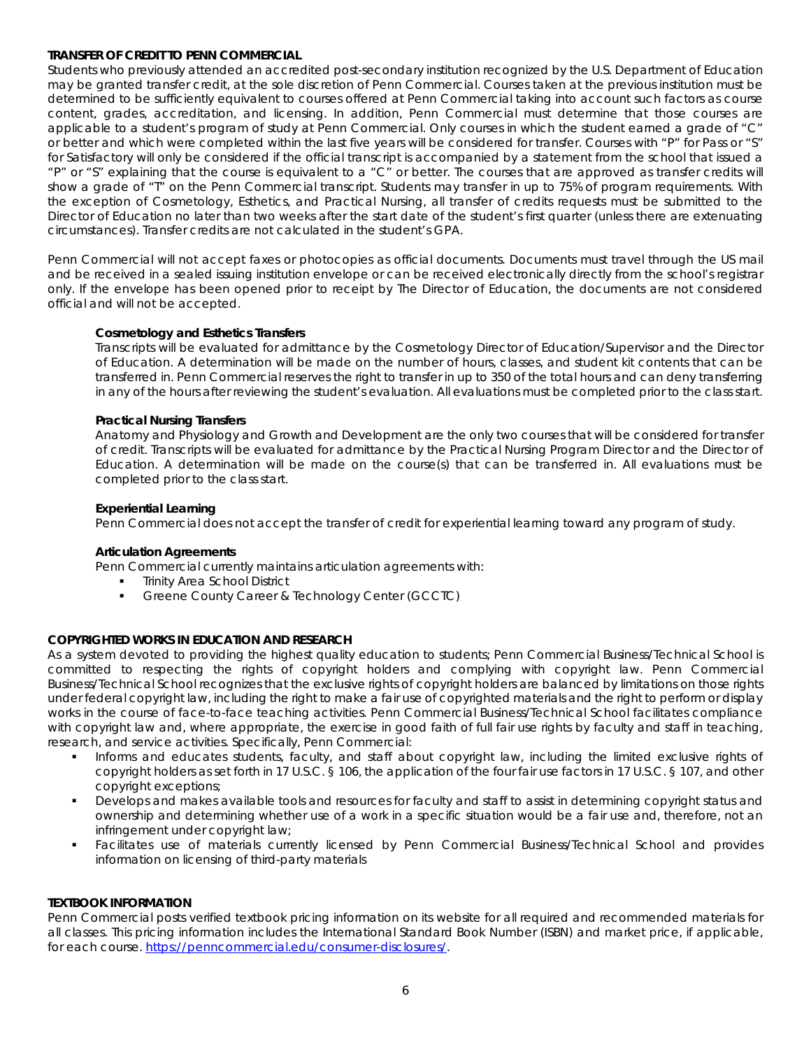## TRANSFER OF CREDIT TO PENN COMMERCIAL

Students who previously attended an accredited post-secondary institution recognized by the U.S. Department of Education may be granted transfer credit, at the sole discretion of Penn Commercial. Courses taken at the previous institution must be determined to be sufficiently equivalent to courses offered at Penn Commercial taking into account such factors as course content, grades, accreditation, and licensing. In addition, Penn Commercial must determine that those courses are applicable to a student's program of study at Penn Commercial. Only courses in which the student earned a grade of "C" or better and which were completed within the last five years will be considered for transfer. Courses with "P" for Pass or "S" for Satisfactory will only be considered if the official transcript is accompanied by a statement from the school that issued a "P" or "S" explaining that the course is equivalent to a "C" or better. The courses that are approved as transfer credits will show a grade of "T" on the Penn Commercial transcript. Students may transfer in up to 75% of program requirements. With the exception of Cosmetology, Esthetics, and Practical Nursing, all transfer of credits requests must be submitted to the Director of Education no later than two weeks after the start date of the student's first quarter (unless there are extenuating circumstances). Transfer credits are not calculated in the student's GPA.

Penn Commercial will not accept faxes or photocopies as official documents. Documents must travel through the US mail and be received in a sealed issuing institution envelope or can be received electronically directly from the school's registrar only. If the envelope has been opened prior to receipt by The Director of Education, the documents are not considered official and will not be accepted.

### Cosmetology and Esthetics Transfers

Transcripts will be evaluated for admittance by the Cosmetology Director of Education/Supervisor and the Director of Education. A determination will be made on the number of hours, classes, and student kit contents that can be transferred in. Penn Commercial reserves the right to transfer in up to 350 of the total hours and can deny transferring in any of the hours after reviewing the student's evaluation. All evaluations must be completed prior to the class start.

### Practical Nursing Transfers

Anatomy and Physiology and Growth and Development are the only two courses that will be considered for transfer of credit. Transcripts will be evaluated for admittance by the Practical Nursing Program Director and the Director of Education. A determination will be made on the course(s) that can be transferred in. All evaluations must be completed prior to the class start.

### Experiential Learning

Penn Commercial does not accept the transfer of credit for experiential learning toward any program of study.

### Articulation Agreements

Penn Commercial currently maintains articulation agreements with:

- Trinity Area School District
- Greene County Career & Technology Center (GCCTC)

## COPYRIGHTED WORKS IN EDUCATION AND RESEARCH

As a system devoted to providing the highest quality education to students; Penn Commercial Business/Technical School is committed to respecting the rights of copyright holders and complying with copyright law. Penn Commercial Business/Technical School recognizes that the exclusive rights of copyright holders are balanced by limitations on those rights under federal copyright law, including the right to make a fair use of copyrighted materials and the right to perform or display works in the course of face-to-face teaching activities. Penn Commercial Business/Technical School facilitates compliance with copyright law and, where appropriate, the exercise in good faith of full fair use rights by faculty and staff in teaching, research, and service activities. Specifically, Penn Commercial:

- Informs and educates students, faculty, and staff about copyright law, including the limited exclusive rights of copyright holders as set forth in 17 U.S.C. § 106, the application of the four fair use factors in 17 U.S.C. § 107, and other copyright exceptions;
- Develops and makes available tools and resources for faculty and staff to assist in determining copyright status and ownership and determining whether use of a work in a specific situation would be a fair use and, therefore, not an infringement under copyright law;
- Facilitates use of materials currently licensed by Penn Commercial Business/Technical School and provides information on licensing of third-party materials

## TEXTBOOK INFORMATION

Penn Commercial posts verified textbook pricing information on its website for all required and recommended materials for all classes. This pricing information includes the International Standard Book Number (ISBN) and market price, if applicable, for each course. [https://penncommercial.edu/consumer-disclosures/](https://penncommercial.edu/consumer-disclosures/).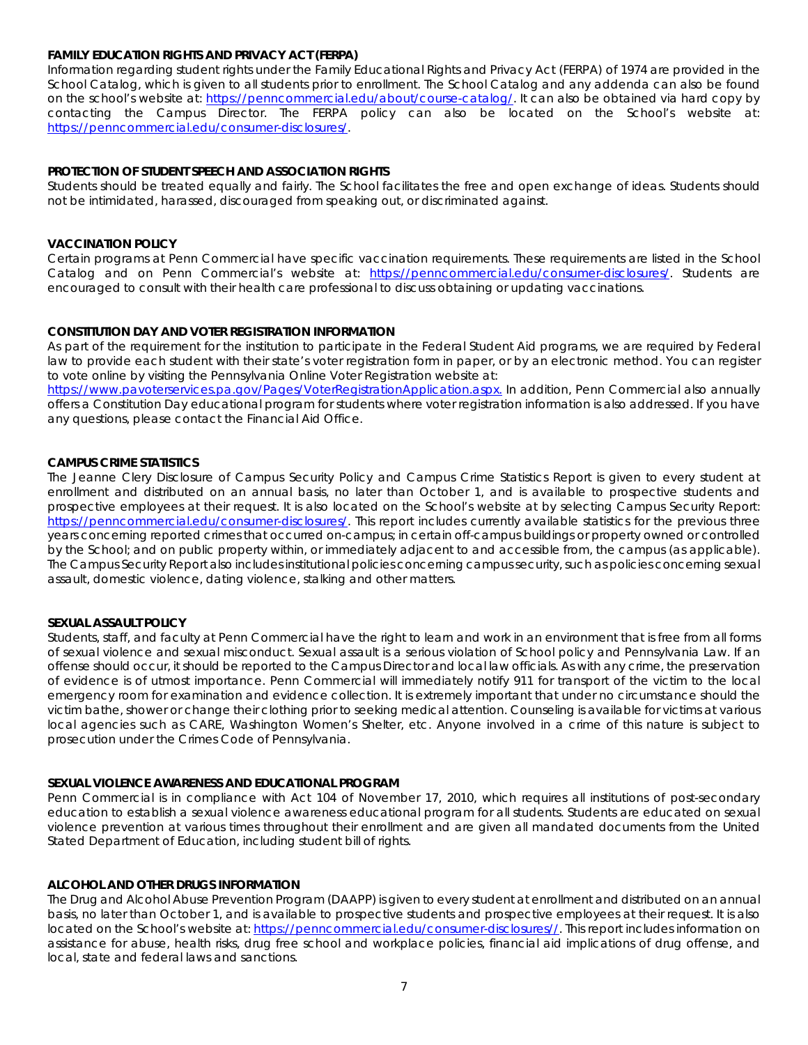**FAMILY EDUCATION RIGHTS AND PRIVACY ACT (FERPA)**

Information regarding student rights under the Family Educational Rights and Privacy Act (FERPA) of 1974 are provided in the School Catalog, which is given to all students prior to enrollment. The School Catalog and any addenda can also be found on the school's website at: https://penncommercial.edu/about/course-catalog/. It can also be obtained via hard copy by contacting the Campus Director. The FERPA policy can also be located on the School's website at: https://penncommercial.edu/consumer-disclosures/.

**PROTECTION OF STUDENT SPEECH AND ASSOCIATION RIGHTS**

Students should be treated equally and fairly. The School facilitates the free and open exchange of ideas. Students should not be intimidated, harassed, discouraged from speaking out, or discriminated against.

**VACCINATION POLICY**

Certain programs at Penn Commercial have specific vaccination requirements. These requirements are listed in the School Catalog and on Penn Commercial's website at: https://penncommercial.edu/consumer-disclosures/. Students are encouraged to consult with their health care professional to discuss obtaining or updating vaccinations.

**CONSTITUTION DAY AND VOTER REGISTRATION INFORMATION**

As part of the requirement for the institution to participate in the Federal Student Aid programs, we are required by Federal law to provide each student with their state's voter registration form in paper, or by an electronic method. You can register to vote online by visiting the Pennsylvania Online Voter Registration website at: https://www.pavoterservices.pa.gov/Pages/VoterRegistrationApplication.aspx. In addition, Penn Commercial also annually offers a Constitution Day educational program for students where voter registration information is also addressed. If you have any questions, please contact the Financial Aid Office.

**CAMPUS CRIME STATISTICS**

The Jeanne Clery Disclosure of Campus Security Policy and Campus Crime Statistics Report is given to every student at enrollment and distributed on an annual basis, no later than October 1, and is available to prospective students and prospective employees at their request. It is also located on the School's website at by selecting Campus Security Report: https://penncommercial.edu/consumer-disclosures/. This report includes currently available statistics for the previous three years concerning reported crimes that occurred on-campus; in certain off-campus buildings or property owned or controlled by the School; and on public property within, or immediately adjacent to and accessible from, the campus (as applicable). The Campus Security Report also includes institutional policies concerning campus security, such as policies concerning sexual assault, domestic violence, dating violence, stalking and other matters.

**SEXUAL ASSAULT POLICY**

Students, staff, and faculty at Penn Commercial have the right to learn and work in an environment that is free from all forms of sexual violence and sexual misconduct. Sexual assault is a serious violation of School policy and Pennsylvania Law. If an offense should occur, it should be reported to the Campus Director and local law officials. As with any crime, the preservation of evidence is of utmost importance. Penn Commercial will immediately notify 911 for transport of the victim to the local emergency room for examination and evidence collection. It is extremely important that under no circumstance should the victim bathe, shower or change their clothing prior to seeking medical attention. Counseling is available for victims at various local agencies such as CARE, Washington Women's Shelter, etc. Anyone involved in a crime of this nature is subject to prosecution under the Crimes Code of Pennsylvania.

**SEXUAL VIOLENCE AWARENESS AND EDUCATIONAL PROGRAM**

Penn Commercial is in compliance with Act 104 of November 17, 2010, which requires all institutions of post-secondary education to establish a sexual violence awareness educational program for all students. Students are educated on sexual violence prevention at various times throughout their enrollment and are given all mandated documents from the United Stated Department of Education, including student bill of rights.

**ALCOHOL AND OTHER DRUGS INFORMATION**

The Drug and Alcohol Abuse Prevention Program (DAAPP) is given to every student at enrollment and distributed on an annual basis, no later than October 1, and is available to prospective students and prospective employees at their request. It is also located on the School's website at: https://penncommercial.edu/consumer-disclosures//. This report includes information on assistance for abuse, health risks, drug free school and workplace policies, financial aid implications of drug offense, and local, state and federal laws and sanctions.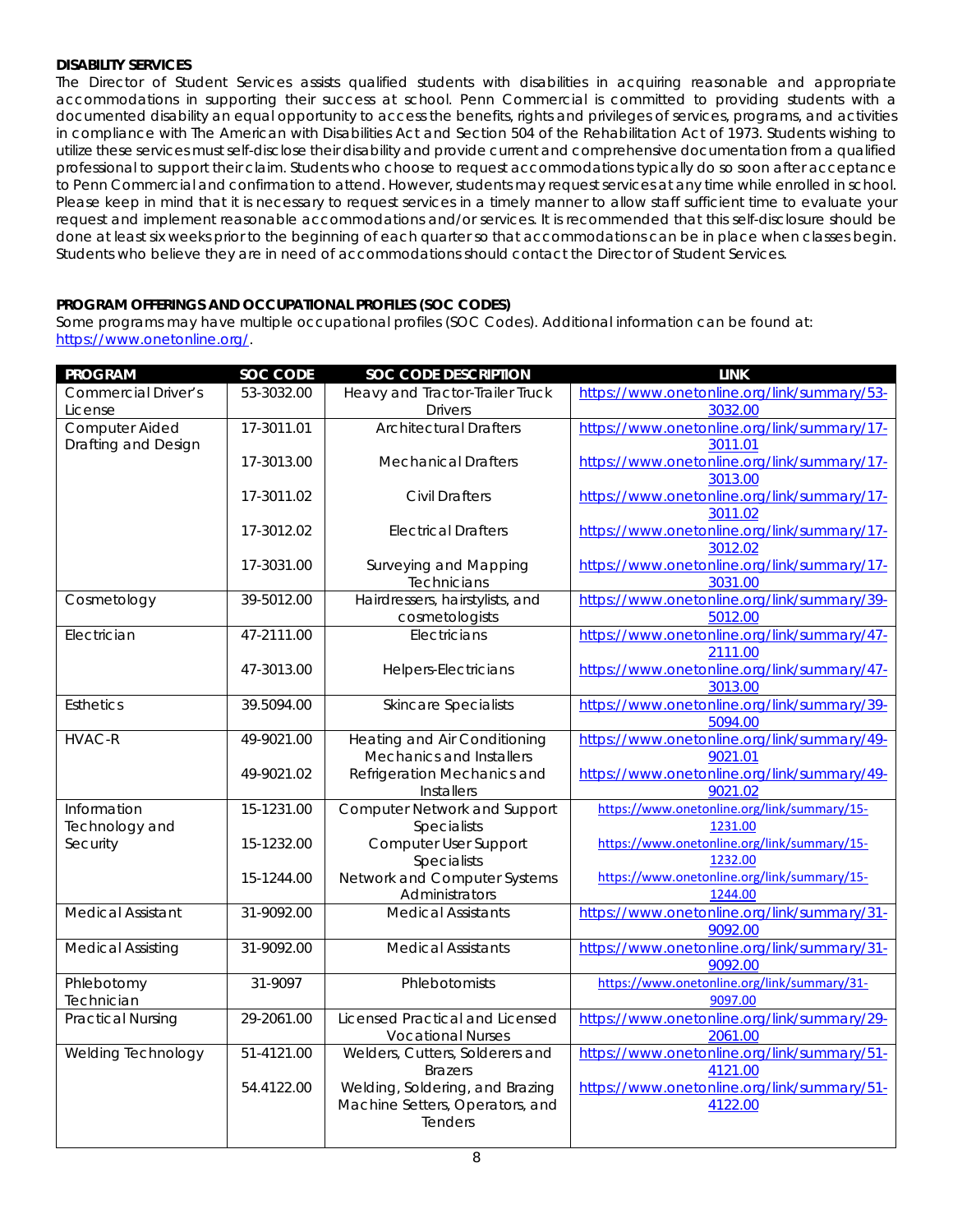**DISABILITY SERVICES**

The Director of Student Services assists qualified students with disabilities in acquiring reasonable and appropriate accommodations in supporting their success at school. Penn Commercial is committed to providing students with a documented disability an equal opportunity to access the benefits, rights and privileges of services, programs, and activities in compliance with The American with Disabilities Act and Section 504 of the Rehabilitation Act of 1973. Students wishing to utilize these services must self-disclose their disability and provide current and comprehensive documentation from a qualified professional to support their claim. Students who choose to request accommodations typically do so soon after acceptance to Penn Commercial and confirmation to attend. However, students may request services at any time while enrolled in school. Please keep in mind that it is necessary to request services in a timely manner to allow staff sufficient time to evaluate your request and implement reasonable accommodations and/or services. It is recommended that this self-disclosure should be done at least six weeks prior to the beginning of each quarter so that accommodations can be in place when classes begin. Students who believe they are in need of accommodations should contact the Director of Student Services.

**PROGRAM OFFERINGS AND OCCUPATIONAL PROFILES (SOC CODES)**

Some programs may have multiple occupational profiles (SOC Codes). Additional information can be found at: https://www.onetonline.org/.

| PROGRAM | SOC CODE | SOC CODE DESCRIPTION | LINK |
|---|---|---|---|
| Commercial Driver's License | 53-3032.00 | Heavy and Tractor-Trailer Truck Drivers | https://www.onetonline.org/link/summary/53-3032.00 |
| Computer Aided Drafting and Design | 17-3011.01 | Architectural Drafters | https://www.onetonline.org/link/summary/17-3011.01 |
| | 17-3013.00 | Mechanical Drafters | https://www.onetonline.org/link/summary/17-3013.00 |
| | 17-3011.02 | Civil Drafters | https://www.onetonline.org/link/summary/17-3011.02 |
| | 17-3012.02 | Electrical Drafters | https://www.onetonline.org/link/summary/17-3012.02 |
| | 17-3031.00 | Surveying and Mapping Technicians | https://www.onetonline.org/link/summary/17-3031.00 |
| Cosmetology | 39-5012.00 | Hairdressers, hairstylists, and cosmetologists | https://www.onetonline.org/link/summary/39-5012.00 |
| Electrician | 47-2111.00 | Electricians | https://www.onetonline.org/link/summary/47-2111.00 |
| | 47-3013.00 | Helpers-Electricians | https://www.onetonline.org/link/summary/47-3013.00 |
| Esthetics | 39.5094.00 | Skincare Specialists | https://www.onetonline.org/link/summary/39-5094.00 |
| HVAC-R | 49-9021.00 | Heating and Air Conditioning Mechanics and Installers | https://www.onetonline.org/link/summary/49-9021.01 |
| | 49-9021.02 | Refrigeration Mechanics and Installers | https://www.onetonline.org/link/summary/49-9021.02 |
| Information Technology and Security | 15-1231.00 | Computer Network and Support Specialists | https://www.onetonline.org/link/summary/15-1231.00 |
| | 15-1232.00 | Computer User Support Specialists | https://www.onetonline.org/link/summary/15-1232.00 |
| | 15-1244.00 | Network and Computer Systems Administrators | https://www.onetonline.org/link/summary/15-1244.00 |
| Medical Assistant | 31-9092.00 | Medical Assistants | https://www.onetonline.org/link/summary/31-9092.00 |
| Medical Assisting | 31-9092.00 | Medical Assistants | https://www.onetonline.org/link/summary/31-9092.00 |
| Phlebotomy Technician | 31-9097 | Phlebotomists | https://www.onetonline.org/link/summary/31-9097.00 |
| Practical Nursing | 29-2061.00 | Licensed Practical and Licensed Vocational Nurses | https://www.onetonline.org/link/summary/29-2061.00 |
| Welding Technology | 51-4121.00 | Welders, Cutters, Solderers and Brazers | https://www.onetonline.org/link/summary/51-4121.00 |
| | 54.4122.00 | Welding, Soldering, and Brazing Machine Setters, Operators, and Tenders | https://www.onetonline.org/link/summary/51-4122.00 |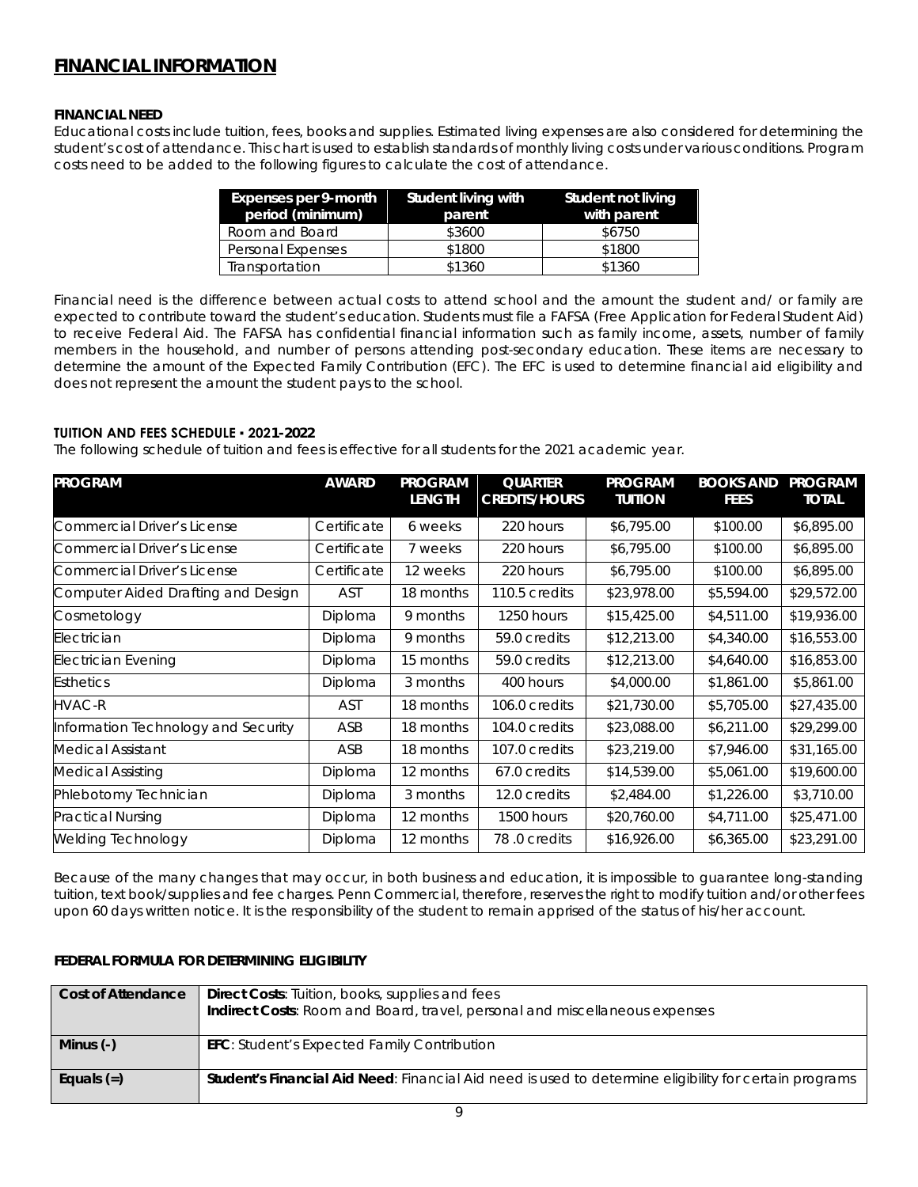# FINANCIAL INFORMATION

### FINANCIAL NEED

Educational costs include tuition, fees, books and supplies. Estimated living expenses are also considered for determining the student's cost of attendance. This chart is used to establish standards of monthly living costs under various conditions. Program costs need to be added to the following figures to calculate the cost of attendance.

| Expenses per 9-month period (minimum) | Student living with parent | Student not living with parent |
|---|---|---|
| Room and Board | $3600 | $6750 |
| Personal Expenses | $1800 | $1800 |
| Transportation | $1360 | $1360 |

Financial need is the difference between actual costs to attend school and the amount the student and/ or family are expected to contribute toward the student's education. Students must file a FAFSA (Free Application for Federal Student Aid) to receive Federal Aid. The FAFSA has confidential financial information such as family income, assets, number of family members in the household, and number of persons attending post-secondary education. These items are necessary to determine the amount of the Expected Family Contribution (EFC). The EFC is used to determine financial aid eligibility and does not represent the amount the student pays to the school.

### TUITION AND FEES SCHEDULE • 2021-2022

The following schedule of tuition and fees is effective for all students for the 2021 academic year.

| PROGRAM | AWARD | PROGRAM LENGTH | QUARTER CREDITS/HOURS | PROGRAM TUITION | BOOKS AND FEES | PROGRAM TOTAL |
|---|---|---|---|---|---|---|
| Commercial Driver's License | Certificate | 6 weeks | 220 hours | $6,795.00 | $100.00 | $6,895.00 |
| Commercial Driver's License | Certificate | 7 weeks | 220 hours | $6,795.00 | $100.00 | $6,895.00 |
| Commercial Driver's License | Certificate | 12 weeks | 220 hours | $6,795.00 | $100.00 | $6,895.00 |
| Computer Aided Drafting and Design | AST | 18 months | 110.5 credits | $23,978.00 | $5,594.00 | $29,572.00 |
| Cosmetology | Diploma | 9 months | 1250 hours | $15,425.00 | $4,511.00 | $19,936.00 |
| Electrician | Diploma | 9 months | 59.0 credits | $12,213.00 | $4,340.00 | $16,553.00 |
| Electrician Evening | Diploma | 15 months | 59.0 credits | $12,213.00 | $4,640.00 | $16,853.00 |
| Esthetics | Diploma | 3 months | 400 hours | $4,000.00 | $1,861.00 | $5,861.00 |
| HVAC-R | AST | 18 months | 106.0 credits | $21,730.00 | $5,705.00 | $27,435.00 |
| Information Technology and Security | ASB | 18 months | 104.0 credits | $23,088.00 | $6,211.00 | $29,299.00 |
| Medical Assistant | ASB | 18 months | 107.0 credits | $23,219.00 | $7,946.00 | $31,165.00 |
| Medical Assisting | Diploma | 12 months | 67.0 credits | $14,539.00 | $5,061.00 | $19,600.00 |
| Phlebotomy Technician | Diploma | 3 months | 12.0 credits | $2,484.00 | $1,226.00 | $3,710.00 |
| Practical Nursing | Diploma | 12 months | 1500 hours | $20,760.00 | $4,711.00 | $25,471.00 |
| Welding Technology | Diploma | 12 months | 78 .0 credits | $16,926.00 | $6,365.00 | $23,291.00 |

Because of the many changes that may occur, in both business and education, it is impossible to guarantee long-standing tuition, text book/supplies and fee charges. Penn Commercial, therefore, reserves the right to modify tuition and/or other fees upon 60 days written notice. It is the responsibility of the student to remain apprised of the status of his/her account.

### FEDERAL FORMULA FOR DETERMINING ELIGIBILITY

| Cost of Attendance | **Direct Costs**: Tuition, books, supplies and fees<br>**Indirect Costs**: Room and Board, travel, personal and miscellaneous expenses |
|---|---|
| Minus (-) | **EFC**: Student's Expected Family Contribution |
| Equals (=) | **Student's Financial Aid Need**: Financial Aid need is used to determine eligibility for certain programs |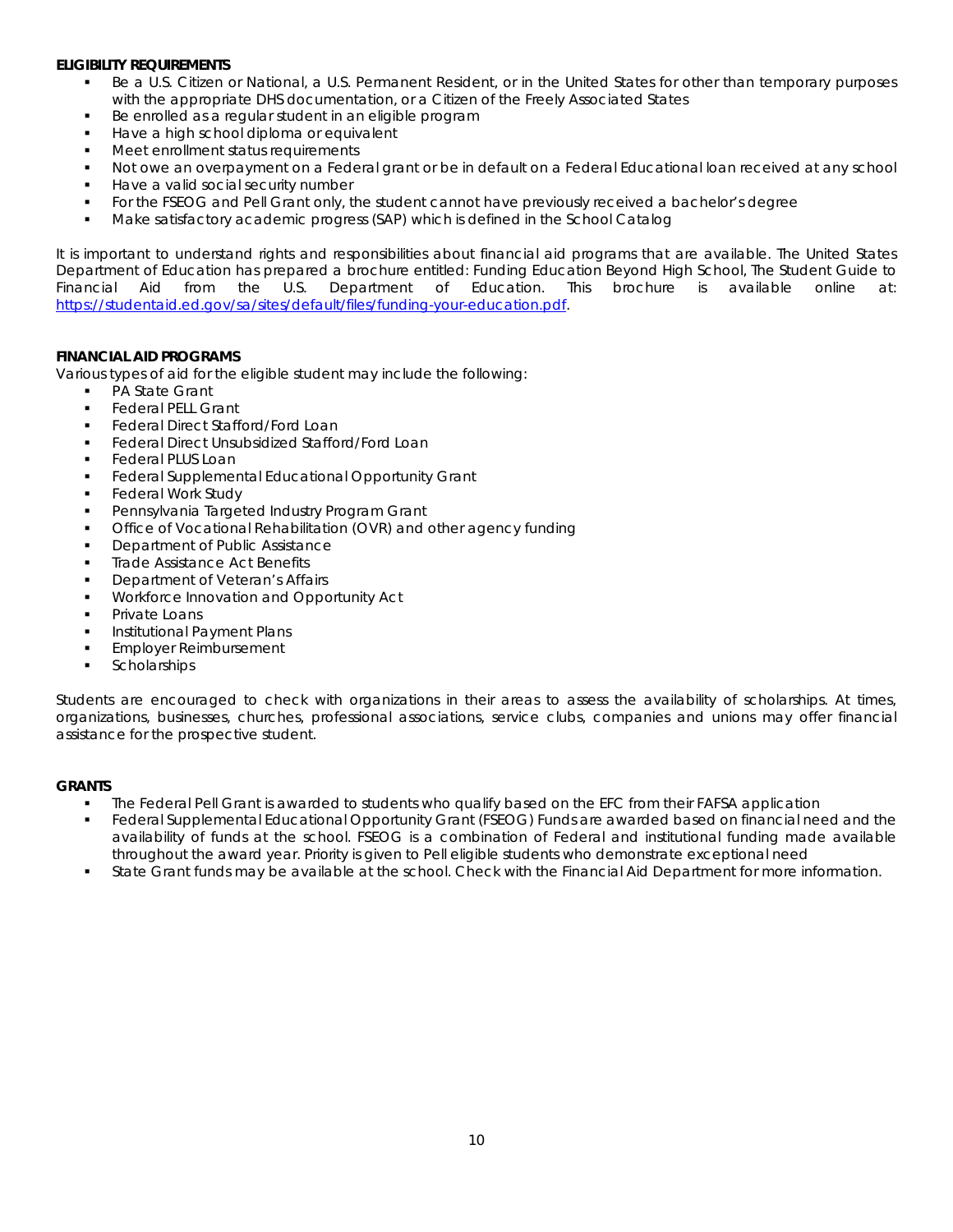**ELIGIBILITY REQUIREMENTS**

- Be a U.S. Citizen or National, a U.S. Permanent Resident, or in the United States for other than temporary purposes with the appropriate DHS documentation, or a Citizen of the Freely Associated States
- Be enrolled as a regular student in an eligible program
- Have a high school diploma or equivalent
- Meet enrollment status requirements
- Not owe an overpayment on a Federal grant or be in default on a Federal Educational loan received at any school
- Have a valid social security number
- For the FSEOG and Pell Grant only, the student cannot have previously received a bachelor's degree
- Make satisfactory academic progress (SAP) which is defined in the School Catalog

It is important to understand rights and responsibilities about financial aid programs that are available. The United States Department of Education has prepared a brochure entitled: Funding Education Beyond High School, The Student Guide to Financial Aid from the U.S. Department of Education. This brochure is available online at: https://studentaid.ed.gov/sa/sites/default/files/funding-your-education.pdf.

**FINANCIAL AID PROGRAMS**

Various types of aid for the eligible student may include the following:

- PA State Grant
- Federal PELL Grant
- Federal Direct Stafford/Ford Loan
- Federal Direct Unsubsidized Stafford/Ford Loan
- Federal PLUS Loan
- Federal Supplemental Educational Opportunity Grant
- Federal Work Study
- Pennsylvania Targeted Industry Program Grant
- Office of Vocational Rehabilitation (OVR) and other agency funding
- Department of Public Assistance
- Trade Assistance Act Benefits
- Department of Veteran's Affairs
- Workforce Innovation and Opportunity Act
- Private Loans
- Institutional Payment Plans
- Employer Reimbursement
- Scholarships

Students are encouraged to check with organizations in their areas to assess the availability of scholarships. At times, organizations, businesses, churches, professional associations, service clubs, companies and unions may offer financial assistance for the prospective student.

**GRANTS**

- The Federal Pell Grant is awarded to students who qualify based on the EFC from their FAFSA application
- Federal Supplemental Educational Opportunity Grant (FSEOG) Funds are awarded based on financial need and the availability of funds at the school. FSEOG is a combination of Federal and institutional funding made available throughout the award year. Priority is given to Pell eligible students who demonstrate exceptional need
- State Grant funds may be available at the school. Check with the Financial Aid Department for more information.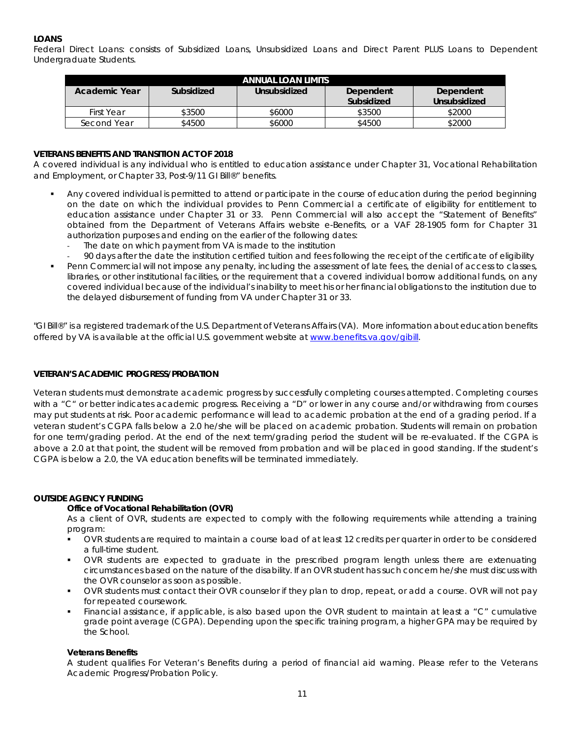## LOANS

Federal Direct Loans: consists of Subsidized Loans, Unsubsidized Loans and Direct Parent PLUS Loans to Dependent Undergraduate Students.

| ANNUAL LOAN LIMITS | | | | |
|---|---|---|---|---|
| **Academic Year** | **Subsidized** | **Unsubsidized** | **Dependent Subsidized** | **Dependent Unsubsidized** |
| First Year | $3500 | $6000 | $3500 | $2000 |
| Second Year | $4500 | $6000 | $4500 | $2000 |

## VETERANS BENEFITS AND TRANSITION ACT OF 2018

A covered individual is any individual who is entitled to education assistance under Chapter 31, Vocational Rehabilitation and Employment, or Chapter 33, Post-9/11 GI Bill®" benefits.

- Any covered individual is permitted to attend or participate in the course of education during the period beginning on the date on which the individual provides to Penn Commercial a certificate of eligibility for entitlement to education assistance under Chapter 31 or 33. Penn Commercial will also accept the "Statement of Benefits" obtained from the Department of Veterans Affairs website e-Benefits, or a VAF 28-1905 form for Chapter 31 authorization purposes and ending on the earlier of the following dates:
  - The date on which payment from VA is made to the institution
  - 90 days after the date the institution certified tuition and fees following the receipt of the certificate of eligibility
- Penn Commercial will not impose any penalty, including the assessment of late fees, the denial of access to classes, libraries, or other institutional facilities, or the requirement that a covered individual borrow additional funds, on any covered individual because of the individual's inability to meet his or her financial obligations to the institution due to the delayed disbursement of funding from VA under Chapter 31 or 33.

"GI Bill®" is a registered trademark of the U.S. Department of Veterans Affairs (VA). More information about education benefits offered by VA is available at the official U.S. government website at www.benefits.va.gov/gibill.

## VETERAN'S ACADEMIC PROGRESS/PROBATION

Veteran students must demonstrate academic progress by successfully completing courses attempted. Completing courses with a "C" or better indicates academic progress. Receiving a "D" or lower in any course and/or withdrawing from courses may put students at risk. Poor academic performance will lead to academic probation at the end of a grading period. If a veteran student's CGPA falls below a 2.0 he/she will be placed on academic probation. Students will remain on probation for one term/grading period. At the end of the next term/grading period the student will be re-evaluated. If the CGPA is above a 2.0 at that point, the student will be removed from probation and will be placed in good standing. If the student's CGPA is below a 2.0, the VA education benefits will be terminated immediately.

## OUTSIDE AGENCY FUNDING

### Office of Vocational Rehabilitation (OVR)

As a client of OVR, students are expected to comply with the following requirements while attending a training program:

- OVR students are required to maintain a course load of at least 12 credits per quarter in order to be considered a full-time student.
- OVR students are expected to graduate in the prescribed program length unless there are extenuating circumstances based on the nature of the disability. If an OVR student has such concern he/she must discuss with the OVR counselor as soon as possible.
- OVR students must contact their OVR counselor if they plan to drop, repeat, or add a course. OVR will not pay for repeated coursework.
- Financial assistance, if applicable, is also based upon the OVR student to maintain at least a "C" cumulative grade point average (CGPA). Depending upon the specific training program, a higher GPA may be required by the School.

### Veterans Benefits

A student qualifies For Veteran's Benefits during a period of financial aid warning. Please refer to the Veterans Academic Progress/Probation Policy.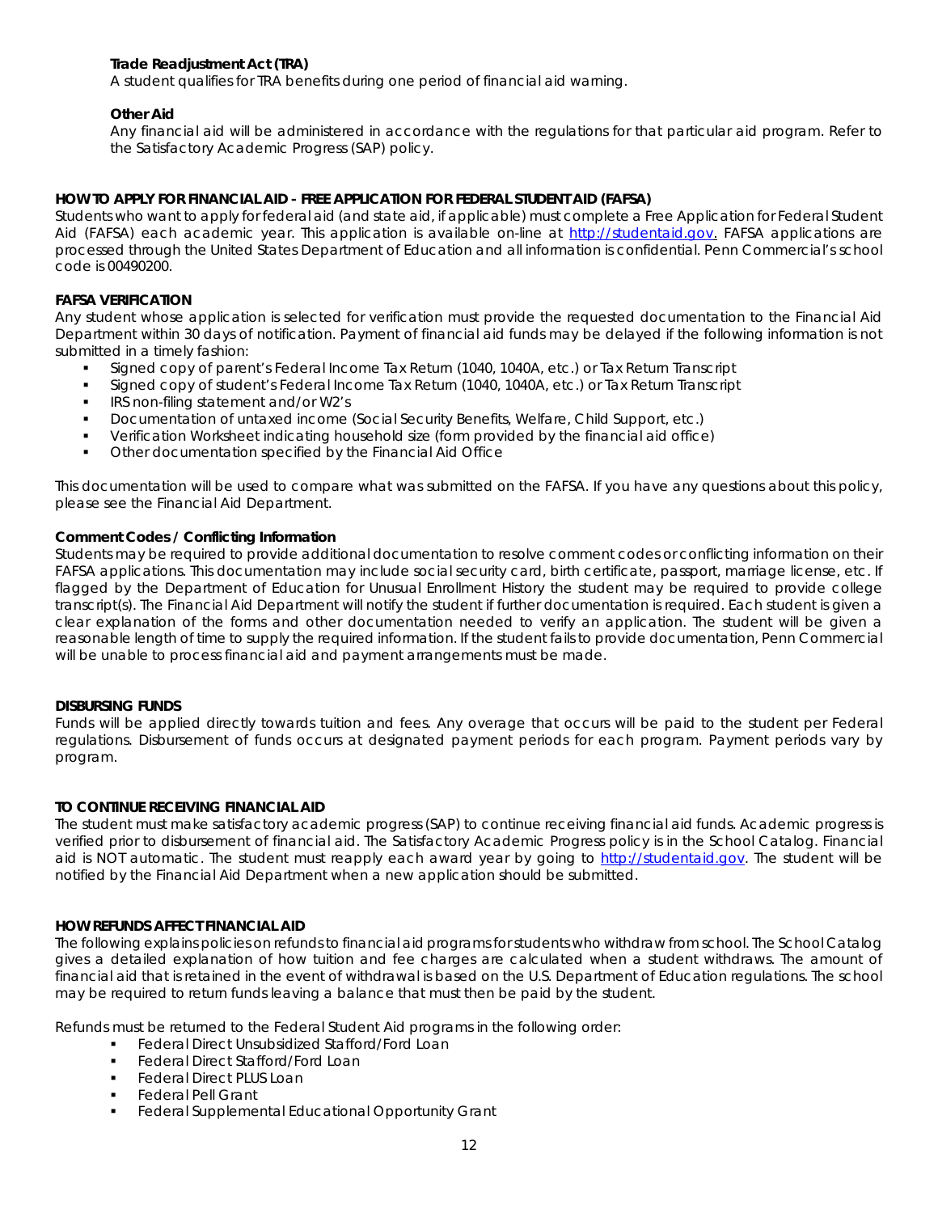**Trade Readjustment Act (TRA)**

A student qualifies for TRA benefits during one period of financial aid warning.

**Other Aid**

Any financial aid will be administered in accordance with the regulations for that particular aid program. Refer to the Satisfactory Academic Progress (SAP) policy.

## HOW TO APPLY FOR FINANCIAL AID - FREE APPLICATION FOR FEDERAL STUDENT AID (FAFSA)

Students who want to apply for federal aid (and state aid, if applicable) must complete a Free Application for Federal Student Aid (FAFSA) each academic year. This application is available on-line at http://studentaid.gov. FAFSA applications are processed through the United States Department of Education and all information is confidential. Penn Commercial's school code is 00490200.

## FAFSA VERIFICATION

Any student whose application is selected for verification must provide the requested documentation to the Financial Aid Department within 30 days of notification. Payment of financial aid funds may be delayed if the following information is not submitted in a timely fashion:

- Signed copy of parent's Federal Income Tax Return (1040, 1040A, etc.) or Tax Return Transcript
- Signed copy of student's Federal Income Tax Return (1040, 1040A, etc.) or Tax Return Transcript
- IRS non-filing statement and/or W2's
- Documentation of untaxed income (Social Security Benefits, Welfare, Child Support, etc.)
- Verification Worksheet indicating household size (form provided by the financial aid office)
- Other documentation specified by the Financial Aid Office

This documentation will be used to compare what was submitted on the FAFSA. If you have any questions about this policy, please see the Financial Aid Department.

**Comment Codes / Conflicting Information**

Students may be required to provide additional documentation to resolve comment codes or conflicting information on their FAFSA applications. This documentation may include social security card, birth certificate, passport, marriage license, etc. If flagged by the Department of Education for Unusual Enrollment History the student may be required to provide college transcript(s). The Financial Aid Department will notify the student if further documentation is required. Each student is given a clear explanation of the forms and other documentation needed to verify an application. The student will be given a reasonable length of time to supply the required information. If the student fails to provide documentation, Penn Commercial will be unable to process financial aid and payment arrangements must be made.

## DISBURSING FUNDS

Funds will be applied directly towards tuition and fees. Any overage that occurs will be paid to the student per Federal regulations. Disbursement of funds occurs at designated payment periods for each program. Payment periods vary by program.

## TO CONTINUE RECEIVING FINANCIAL AID

The student must make satisfactory academic progress (SAP) to continue receiving financial aid funds. Academic progress is verified prior to disbursement of financial aid. The Satisfactory Academic Progress policy is in the School Catalog. Financial aid is NOT automatic. The student must reapply each award year by going to http://studentaid.gov. The student will be notified by the Financial Aid Department when a new application should be submitted.

## HOW REFUNDS AFFECT FINANCIAL AID

The following explains policies on refunds to financial aid programs for students who withdraw from school. The School Catalog gives a detailed explanation of how tuition and fee charges are calculated when a student withdraws. The amount of financial aid that is retained in the event of withdrawal is based on the U.S. Department of Education regulations. The school may be required to return funds leaving a balance that must then be paid by the student.

Refunds must be returned to the Federal Student Aid programs in the following order:

- Federal Direct Unsubsidized Stafford/Ford Loan
- Federal Direct Stafford/Ford Loan
- Federal Direct PLUS Loan
- Federal Pell Grant
- Federal Supplemental Educational Opportunity Grant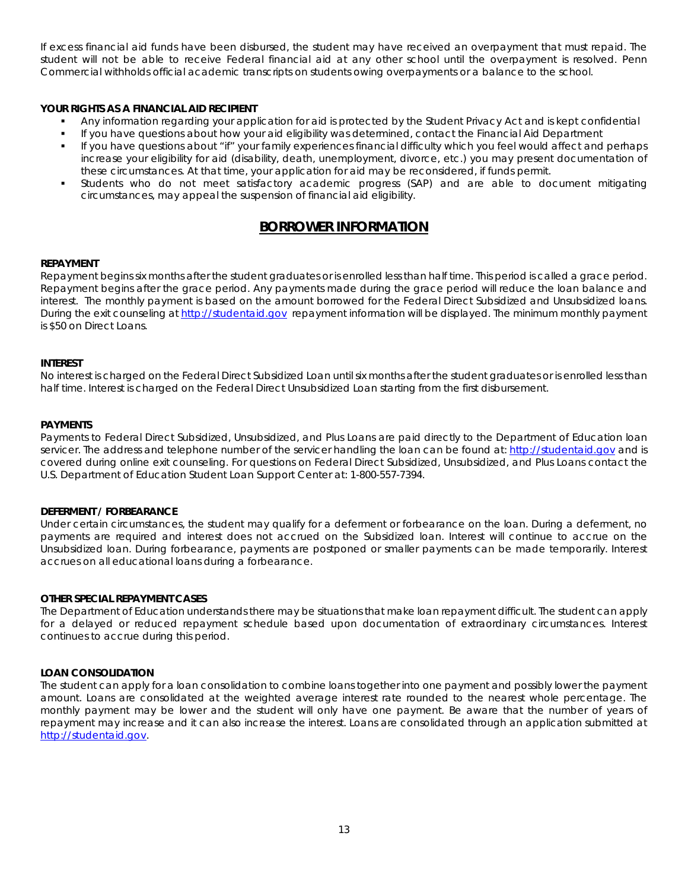If excess financial aid funds have been disbursed, the student may have received an overpayment that must repaid. The student will not be able to receive Federal financial aid at any other school until the overpayment is resolved. Penn Commercial withholds official academic transcripts on students owing overpayments or a balance to the school.

**YOUR RIGHTS AS A FINANCIAL AID RECIPIENT**

- Any information regarding your application for aid is protected by the Student Privacy Act and is kept confidential
- If you have questions about how your aid eligibility was determined, contact the Financial Aid Department
- If you have questions about "if" your family experiences financial difficulty which you feel would affect and perhaps increase your eligibility for aid (disability, death, unemployment, divorce, etc.) you may present documentation of these circumstances. At that time, your application for aid may be reconsidered, if funds permit.
- Students who do not meet satisfactory academic progress (SAP) and are able to document mitigating circumstances, may appeal the suspension of financial aid eligibility.

## BORROWER INFORMATION

**REPAYMENT**

Repayment begins six months after the student graduates or is enrolled less than half time. This period is called a grace period. Repayment begins after the grace period. Any payments made during the grace period will reduce the loan balance and interest. The monthly payment is based on the amount borrowed for the Federal Direct Subsidized and Unsubsidized loans. During the exit counseling at http://studentaid.gov repayment information will be displayed. The minimum monthly payment is $50 on Direct Loans.

**INTEREST**

No interest is charged on the Federal Direct Subsidized Loan until six months after the student graduates or is enrolled less than half time. Interest is charged on the Federal Direct Unsubsidized Loan starting from the first disbursement.

**PAYMENTS**

Payments to Federal Direct Subsidized, Unsubsidized, and Plus Loans are paid directly to the Department of Education loan servicer. The address and telephone number of the servicer handling the loan can be found at: http://studentaid.gov and is covered during online exit counseling. For questions on Federal Direct Subsidized, Unsubsidized, and Plus Loans contact the U.S. Department of Education Student Loan Support Center at: 1-800-557-7394.

**DEFERMENT / FORBEARANCE**

Under certain circumstances, the student may qualify for a deferment or forbearance on the loan. During a deferment, no payments are required and interest does not accrued on the Subsidized loan. Interest will continue to accrue on the Unsubsidized loan. During forbearance, payments are postponed or smaller payments can be made temporarily. Interest accrues on all educational loans during a forbearance.

**OTHER SPECIAL REPAYMENT CASES**

The Department of Education understands there may be situations that make loan repayment difficult. The student can apply for a delayed or reduced repayment schedule based upon documentation of extraordinary circumstances. Interest continues to accrue during this period.

**LOAN CONSOLIDATION**

The student can apply for a loan consolidation to combine loans together into one payment and possibly lower the payment amount. Loans are consolidated at the weighted average interest rate rounded to the nearest whole percentage. The monthly payment may be lower and the student will only have one payment. Be aware that the number of years of repayment may increase and it can also increase the interest. Loans are consolidated through an application submitted at http://studentaid.gov.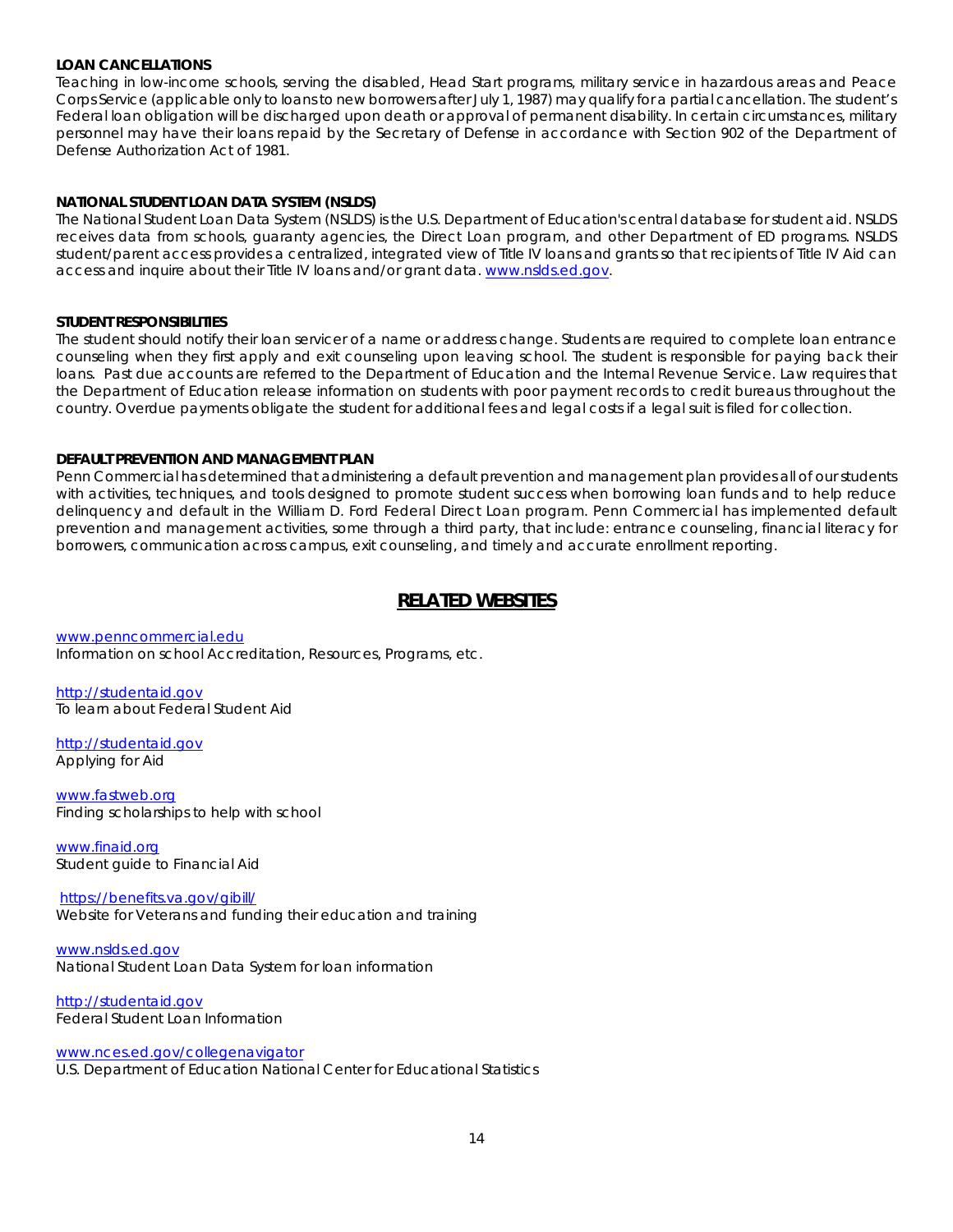**LOAN CANCELLATIONS**

Teaching in low-income schools, serving the disabled, Head Start programs, military service in hazardous areas and Peace Corps Service (applicable only to loans to new borrowers after July 1, 1987) may qualify for a partial cancellation. The student's Federal loan obligation will be discharged upon death or approval of permanent disability. In certain circumstances, military personnel may have their loans repaid by the Secretary of Defense in accordance with Section 902 of the Department of Defense Authorization Act of 1981.

**NATIONAL STUDENT LOAN DATA SYSTEM (NSLDS)**

The National Student Loan Data System (NSLDS) is the U.S. Department of Education's central database for student aid. NSLDS receives data from schools, guaranty agencies, the Direct Loan program, and other Department of ED programs. NSLDS student/parent access provides a centralized, integrated view of Title IV loans and grants so that recipients of Title IV Aid can access and inquire about their Title IV loans and/or grant data. [www.nslds.ed.gov](http://www.nslds.ed.gov).

**STUDENT RESPONSIBILITIES**

The student should notify their loan servicer of a name or address change. Students are required to complete loan entrance counseling when they first apply and exit counseling upon leaving school. The student is responsible for paying back their loans. Past due accounts are referred to the Department of Education and the Internal Revenue Service. Law requires that the Department of Education release information on students with poor payment records to credit bureaus throughout the country. Overdue payments obligate the student for additional fees and legal costs if a legal suit is filed for collection.

**DEFAULT PREVENTION AND MANAGEMENT PLAN**

Penn Commercial has determined that administering a default prevention and management plan provides all of our students with activities, techniques, and tools designed to promote student success when borrowing loan funds and to help reduce delinquency and default in the William D. Ford Federal Direct Loan program. Penn Commercial has implemented default prevention and management activities, some through a third party, that include: entrance counseling, financial literacy for borrowers, communication across campus, exit counseling, and timely and accurate enrollment reporting.

## RELATED WEBSITES

[www.penncommercial.edu](http://www.penncommercial.edu)
Information on school Accreditation, Resources, Programs, etc.

[http://studentaid.gov](http://studentaid.gov)
To learn about Federal Student Aid

[http://studentaid.gov](http://studentaid.gov)
Applying for Aid

[www.fastweb.org](http://www.fastweb.org)
Finding scholarships to help with school

[www.finaid.org](http://www.finaid.org)
Student guide to Financial Aid

[https://benefits.va.gov/gibill/](https://benefits.va.gov/gibill/)
Website for Veterans and funding their education and training

[www.nslds.ed.gov](http://www.nslds.ed.gov)
National Student Loan Data System for loan information

[http://studentaid.gov](http://studentaid.gov)
Federal Student Loan Information

[www.nces.ed.gov/collegenavigator](http://www.nces.ed.gov/collegenavigator)
U.S. Department of Education National Center for Educational Statistics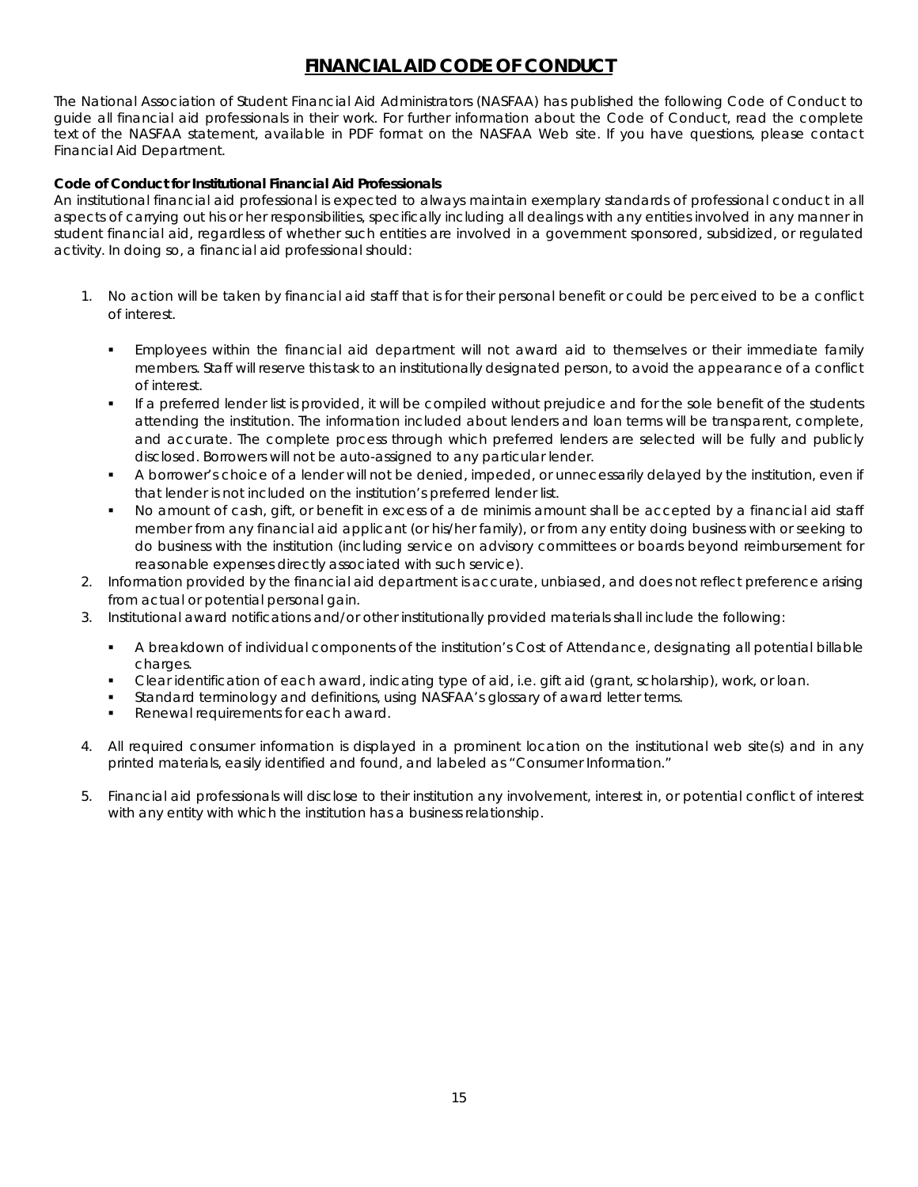# FINANCIAL AID CODE OF CONDUCT

The National Association of Student Financial Aid Administrators (NASFAA) has published the following Code of Conduct to guide all financial aid professionals in their work. For further information about the Code of Conduct, read the complete text of the NASFAA statement, available in PDF format on the NASFAA Web site. If you have questions, please contact Financial Aid Department.

**Code of Conduct for Institutional Financial Aid Professionals**

An institutional financial aid professional is expected to always maintain exemplary standards of professional conduct in all aspects of carrying out his or her responsibilities, specifically including all dealings with any entities involved in any manner in student financial aid, regardless of whether such entities are involved in a government sponsored, subsidized, or regulated activity. In doing so, a financial aid professional should:

1. No action will be taken by financial aid staff that is for their personal benefit or could be perceived to be a conflict of interest.
   - Employees within the financial aid department will not award aid to themselves or their immediate family members. Staff will reserve this task to an institutionally designated person, to avoid the appearance of a conflict of interest.
   - If a preferred lender list is provided, it will be compiled without prejudice and for the sole benefit of the students attending the institution. The information included about lenders and loan terms will be transparent, complete, and accurate. The complete process through which preferred lenders are selected will be fully and publicly disclosed. Borrowers will not be auto-assigned to any particular lender.
   - A borrower's choice of a lender will not be denied, impeded, or unnecessarily delayed by the institution, even if that lender is not included on the institution's preferred lender list.
   - No amount of cash, gift, or benefit in excess of a de minimis amount shall be accepted by a financial aid staff member from any financial aid applicant (or his/her family), or from any entity doing business with or seeking to do business with the institution (including service on advisory committees or boards beyond reimbursement for reasonable expenses directly associated with such service).
2. Information provided by the financial aid department is accurate, unbiased, and does not reflect preference arising from actual or potential personal gain.
3. Institutional award notifications and/or other institutionally provided materials shall include the following:
   - A breakdown of individual components of the institution's Cost of Attendance, designating all potential billable charges.
   - Clear identification of each award, indicating type of aid, i.e. gift aid (grant, scholarship), work, or loan.
   - Standard terminology and definitions, using NASFAA's glossary of award letter terms.
   - Renewal requirements for each award.
4. All required consumer information is displayed in a prominent location on the institutional web site(s) and in any printed materials, easily identified and found, and labeled as "Consumer Information."
5. Financial aid professionals will disclose to their institution any involvement, interest in, or potential conflict of interest with any entity with which the institution has a business relationship.